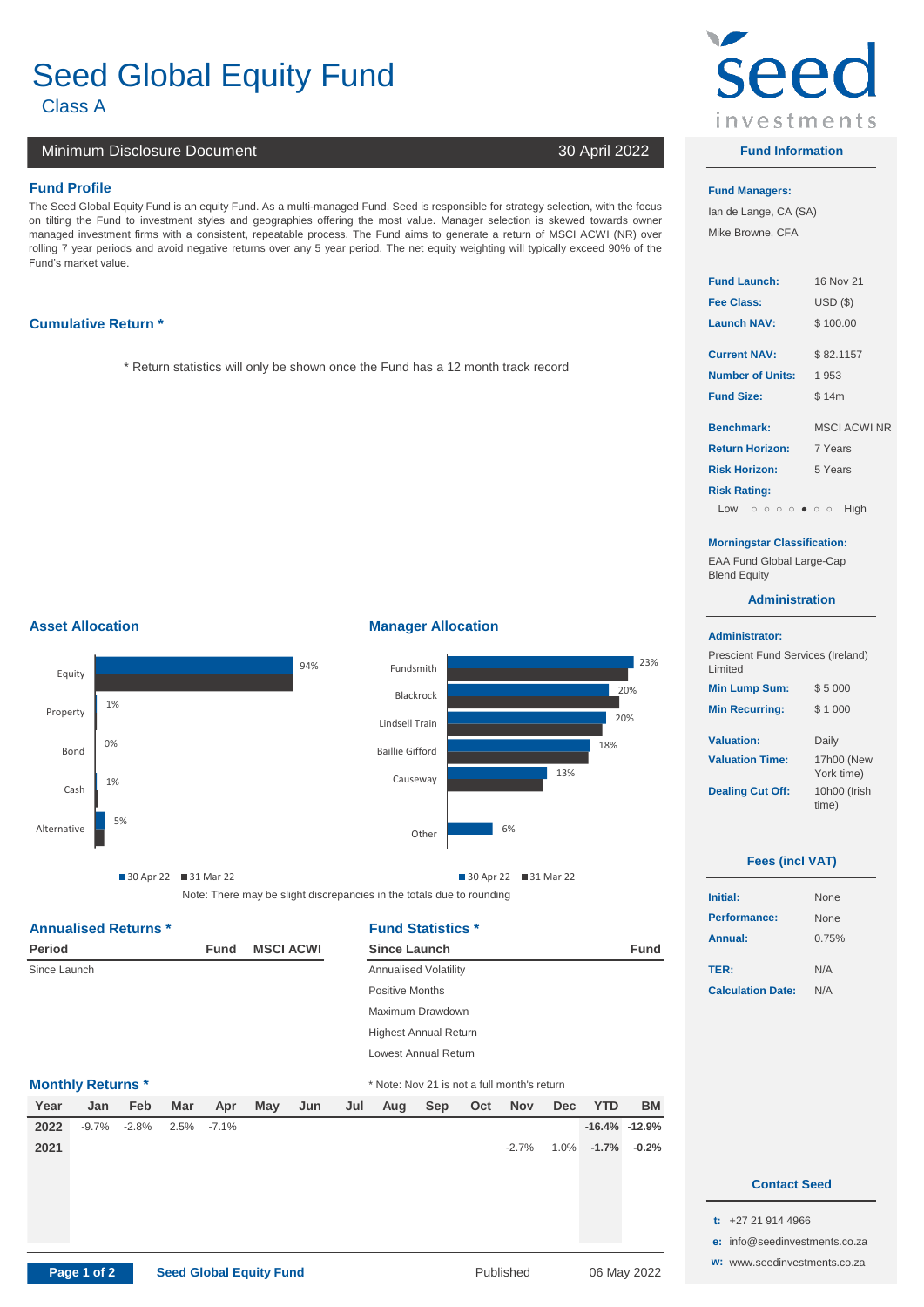# Seed Global Equity Fund

Class A

**Minimum Disclosure Document** — 30 April 2022

## Fund Profile

The Seed Global Equity Fund is an equity Fund. As a multi-managed Fund, Seed is responsible for strategy selection, with the focus on tilting the Fund to investment styles and geographies offering the most value. Manager selection is skewed towards owner managed investment firms with a consistent, repeatable process. The Fund aims to generate a return of MSCI ACWI (NR) over rolling 7 year periods and avoid negative returns over any 5 year period. The net equity weighting will typically exceed 90% of the Fund's market value.

## Cumulative Return *

* Return statistics will only be shown once the Fund has a 12 month track record

## Asset Allocation

| Asset | 30 Apr 22 |
| --- | --- |
| Equity | 94% |
| Property | 1% |
| Bond | 0% |
| Cash | 1% |
| Alternative | 5% |

## Manager Allocation

| Manager | 30 Apr 22 |
| --- | --- |
| Fundsmith | 23% |
| Blackrock | 20% |
| Lindsell Train | 20% |
| Baillie Gifford | 18% |
| Causeway | 13% |
| Other | 6% |

Note: There may be slight discrepancies in the totals due to rounding

## Annualised Returns *

| Period | Fund | MSCI ACWI |
| --- | --- | --- |
| Since Launch | | |

## Fund Statistics *

| Since Launch | Fund |
| --- | --- |
| Annualised Volatility | |
| Positive Months | |
| Maximum Drawdown | |
| Highest Annual Return | |
| Lowest Annual Return | |

## Monthly Returns *

* Note: Nov 21 is not a full month's return

| Year | Jan | Feb | Mar | Apr | May | Jun | Jul | Aug | Sep | Oct | Nov | Dec | YTD | BM |
| --- | --- | --- | --- | --- | --- | --- | --- | --- | --- | --- | --- | --- | --- | --- |
| 2022 | -9.7% | -2.8% | 2.5% | -7.1% | | | | | | | | | -16.4% | -12.9% |
| 2021 | | | | | | | | | | | -2.7% | 1.0% | -1.7% | -0.2% |

## Fund Information

**Fund Managers:**
Ian de Lange, CA (SA)
Mike Browne, CFA

| | |
| --- | --- |
| **Fund Launch:** | 16 Nov 21 |
| **Fee Class:** | USD ($) |
| **Launch NAV:** | $ 100.00 |
| **Current NAV:** | $ 82.1157 |
| **Number of Units:** | 1 953 |
| **Fund Size:** | $ 14m |
| **Benchmark:** | MSCI ACWI NR |
| **Return Horizon:** | 7 Years |
| **Risk Horizon:** | 5 Years |

**Risk Rating:** Low ○ ○ ○ ○ ● ○ ○ High

**Morningstar Classification:**
EAA Fund Global Large-Cap Blend Equity

## Administration

**Administrator:**
Prescient Fund Services (Ireland) Limited

| | |
| --- | --- |
| **Min Lump Sum:** | $ 5 000 |
| **Min Recurring:** | $ 1 000 |
| **Valuation:** | Daily |
| **Valuation Time:** | 17h00 (New York time) |
| **Dealing Cut Off:** | 10h00 (Irish time) |

## Fees (incl VAT)

| | |
| --- | --- |
| **Initial:** | None |
| **Performance:** | None |
| **Annual:** | 0.75% |
| **TER:** | N/A |
| **Calculation Date:** | N/A |

## Contact Seed

**t:** +27 21 914 4966
**e:** info@seedinvestments.co.za
**w:** www.seedinvestments.co.za

Seed Global Equity Fund — Published 06 May 2022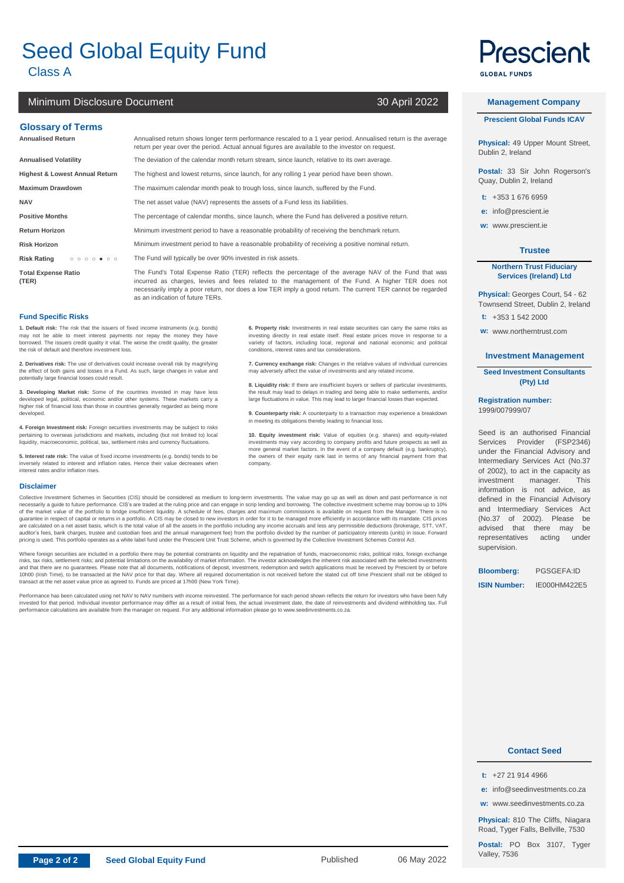# Seed Global Equity Fund

Class A

Prescient GLOBAL FUNDS

## Minimum Disclosure Document 30 April 2022

### Glossary of Terms

| | |
|---|---|
| **Annualised Return** | Annualised return shows longer term performance rescaled to a 1 year period. Annualised return is the average return per year over the period. Actual annual figures are available to the investor on request. |
| **Annualised Volatility** | The deviation of the calendar month return stream, since launch, relative to its own average. |
| **Highest & Lowest Annual Return** | The highest and lowest returns, since launch, for any rolling 1 year period have been shown. |
| **Maximum Drawdown** | The maximum calendar month peak to trough loss, since launch, suffered by the Fund. |
| **NAV** | The net asset value (NAV) represents the assets of a Fund less its liabilities. |
| **Positive Months** | The percentage of calendar months, since launch, where the Fund has delivered a positive return. |
| **Return Horizon** | Minimum investment period to have a reasonable probability of receiving the benchmark return. |
| **Risk Horizon** | Minimum investment period to have a reasonable probability of receiving a positive nominal return. |
| **Risk Rating** ○ ○ ○ ○ ● ○ ○ | The Fund will typically be over 90% invested in risk assets. |
| **Total Expense Ratio (TER)** | The Fund's Total Expense Ratio (TER) reflects the percentage of the average NAV of the Fund that was incurred as charges, levies and fees related to the management of the Fund. A higher TER does not necessarily imply a poor return, nor does a low TER imply a good return. The current TER cannot be regarded as an indication of future TERs. |

### Fund Specific Risks

**1. Default risk:** The risk that the issuers of fixed income instruments (e.g. bonds) may not be able to meet interest payments nor repay the money they have borrowed. The issuers credit quality it vital. The worse the credit quality, the greater the risk of default and therefore investment loss.

**2. Derivatives risk:** The use of derivatives could increase overall risk by magnifying the effect of both gains and losses in a Fund. As such, large changes in value and potentially large financial losses could result.

**3. Developing Market risk:** Some of the countries invested in may have less developed legal, political, economic and/or other systems. These markets carry a higher risk of financial loss than those in countries generally regarded as being more developed.

**4. Foreign Investment risk:** Foreign securities investments may be subject to risks pertaining to overseas jurisdictions and markets, including (but not limited to) local liquidity, macroeconomic, political, tax, settlement risks and currency fluctuations.

**5. Interest rate risk:** The value of fixed income investments (e.g. bonds) tends to be inversely related to interest and inflation rates. Hence their value decreases when interest rates and/or inflation rises.

**6. Property risk:** Investments in real estate securities can carry the same risks as investing directly in real estate itself. Real estate prices move in response to a variety of factors, including local, regional and national economic and political conditions, interest rates and tax considerations.

**7. Currency exchange risk:** Changes in the relative values of individual currencies may adversely affect the value of investments and any related income.

**8. Liquidity risk:** If there are insufficient buyers or sellers of particular investments, the result may lead to delays in trading and being able to make settlements, and/or large fluctuations in value. This may lead to larger financial losses than expected.

**9. Counterparty risk:** A counterparty to a transaction may experience a breakdown in meeting its obligations thereby leading to financial loss.

**10. Equity investment risk:** Value of equities (e.g. shares) and equity-related investments may vary according to company profits and future prospects as well as more general market factors. In the event of a company default (e.g. bankruptcy), the owners of their equity rank last in terms of any financial payment from that company.

### Disclaimer

Collective Investment Schemes in Securities (CIS) should be considered as medium to long-term investments. The value may go up as well as down and past performance is not necessarily a guide to future performance. CIS's are traded at the ruling price and can engage in scrip lending and borrowing. The collective investment scheme may borrow up to 10% of the market value of the portfolio to bridge insufficient liquidity. A schedule of fees, charges and maximum commissions is available on request from the Manager. There is no guarantee in respect of capital or returns in a portfolio. A CIS may be closed to new investors in order for it to be managed more efficiently in accordance with its mandate. CIS prices are calculated on a net asset basis, which is the total value of all the assets in the portfolio including any income accruals and less any permissible deductions (brokerage, STT, VAT, auditor's fees, bank charges, trustee and custodian fees and the annual management fee) from the portfolio divided by the number of participatory interests (units) in issue. Forward pricing is used. This portfolio operates as a white label fund under the Prescient Unit Trust Scheme, which is governed by the Collective Investment Schemes Control Act.

Where foreign securities are included in a portfolio there may be potential constraints on liquidity and the repatriation of funds, macroeconomic risks, political risks, foreign exchange risks, tax risks, settlement risks; and potential limitations on the availability of market information. The investor acknowledges the inherent risk associated with the selected investments and that there are no guarantees. Please note that all documents, notifications of deposit, investment, redemption and switch applications must be received by Prescient by or before 10h00 (Irish Time), to be transacted at the NAV price for that day. Where all required documentation is not received before the stated cut off time Prescient shall not be obliged to transact at the net asset value price as agreed to. Funds are priced at 17h00 (New York Time).

Performance has been calculated using net NAV to NAV numbers with income reinvested. The performance for each period shown reflects the return for investors who have been fully invested for that period. Individual investor performance may differ as a result of initial fees, the actual investment date, the date of reinvestments and dividend withholding tax. Full performance calculations are available from the manager on request. For any additional information please go to www.seedinvestments.co.za.

### Management Company

**Prescient Global Funds ICAV**

**Physical:** 49 Upper Mount Street, Dublin 2, Ireland

**Postal:** 33 Sir John Rogerson's Quay, Dublin 2, Ireland

**t:** +353 1 676 6959

**e:** info@prescient.ie

**w:** www.prescient.ie

### Trustee

**Northern Trust Fiduciary Services (Ireland) Ltd**

**Physical:** Georges Court, 54 - 62 Townsend Street, Dublin 2, Ireland

**t:** +353 1 542 2000

**w:** www.northerntrust.com

### Investment Management

**Seed Investment Consultants (Pty) Ltd**

**Registration number:** 1999/007999/07

Seed is an authorised Financial Services Provider (FSP2346) under the Financial Advisory and Intermediary Services Act (No.37 of 2002), to act in the capacity as investment manager. This information is not advice, as defined in the Financial Advisory and Intermediary Services Act (No.37 of 2002). Please be advised that there may be representatives acting under supervision.

**Bloomberg:** PGSGEFA:ID

**ISIN Number:** IE000HM422E5

### Contact Seed

**t:** +27 21 914 4966

**e:** info@seedinvestments.co.za

**w:** www.seedinvestments.co.za

**Physical:** 810 The Cliffs, Niagara Road, Tyger Falls, Bellville, 7530

**Postal:** PO Box 3107, Tyger Valley, 7536

Published 06 May 2022